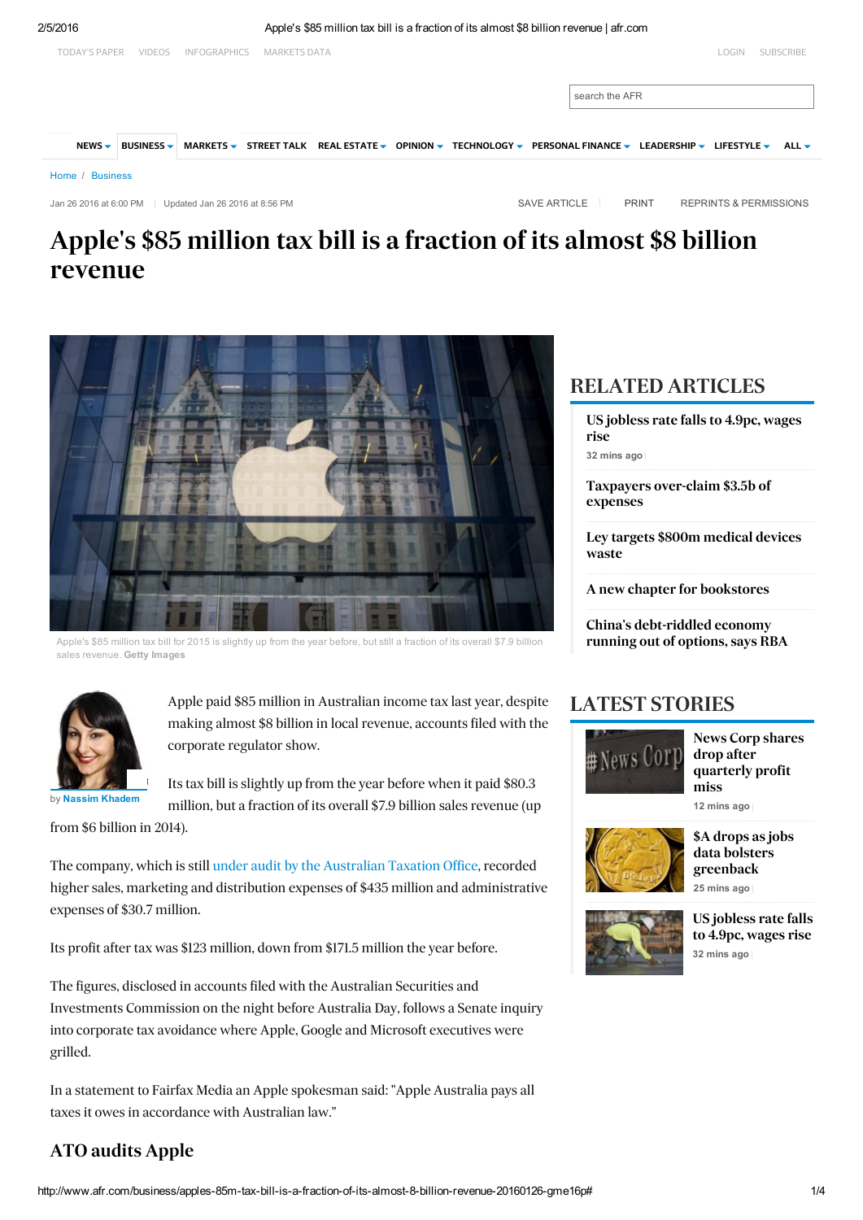Home / Business

Jan 26 2016 at 6:00 PM | Updated Jan 26 2016 at 8:56 PM

# Apple's $85 million tax bill is a fraction of its almost $8 billion revenue

Apple's $85 million tax bill for 2015 is slightly up from the year before, but still a fraction of its overall $7.9 billion sales revenue. **Getty Images**

by **Nassim Khadem**

Apple paid $85 million in Australian income tax last year, despite making almost $8 billion in local revenue, accounts filed with the corporate regulator show.

Its tax bill is slightly up from the year before when it paid $80.3 million, but a fraction of its overall $7.9 billion sales revenue (up from $6 billion in 2014).

The company, which is still under audit by the Australian Taxation Office, recorded higher sales, marketing and distribution expenses of $435 million and administrative expenses of $30.7 million.

Its profit after tax was $123 million, down from $171.5 million the year before.

The figures, disclosed in accounts filed with the Australian Securities and Investments Commission on the night before Australia Day, follows a Senate inquiry into corporate tax avoidance where Apple, Google and Microsoft executives were grilled.

In a statement to Fairfax Media an Apple spokesman said: "Apple Australia pays all taxes it owes in accordance with Australian law."

## ATO audits Apple

## RELATED ARTICLES

- US jobless rate falls to 4.9pc, wages rise — 32 mins ago
- Taxpayers over-claim $3.5b of expenses
- Ley targets $800m medical devices waste
- A new chapter for bookstores
- China's debt-riddled economy running out of options, says RBA

## LATEST STORIES

- News Corp shares drop after quarterly profit miss — 12 mins ago
- $A drops as jobs data bolsters greenback — 25 mins ago
- US jobless rate falls to 4.9pc, wages rise — 32 mins ago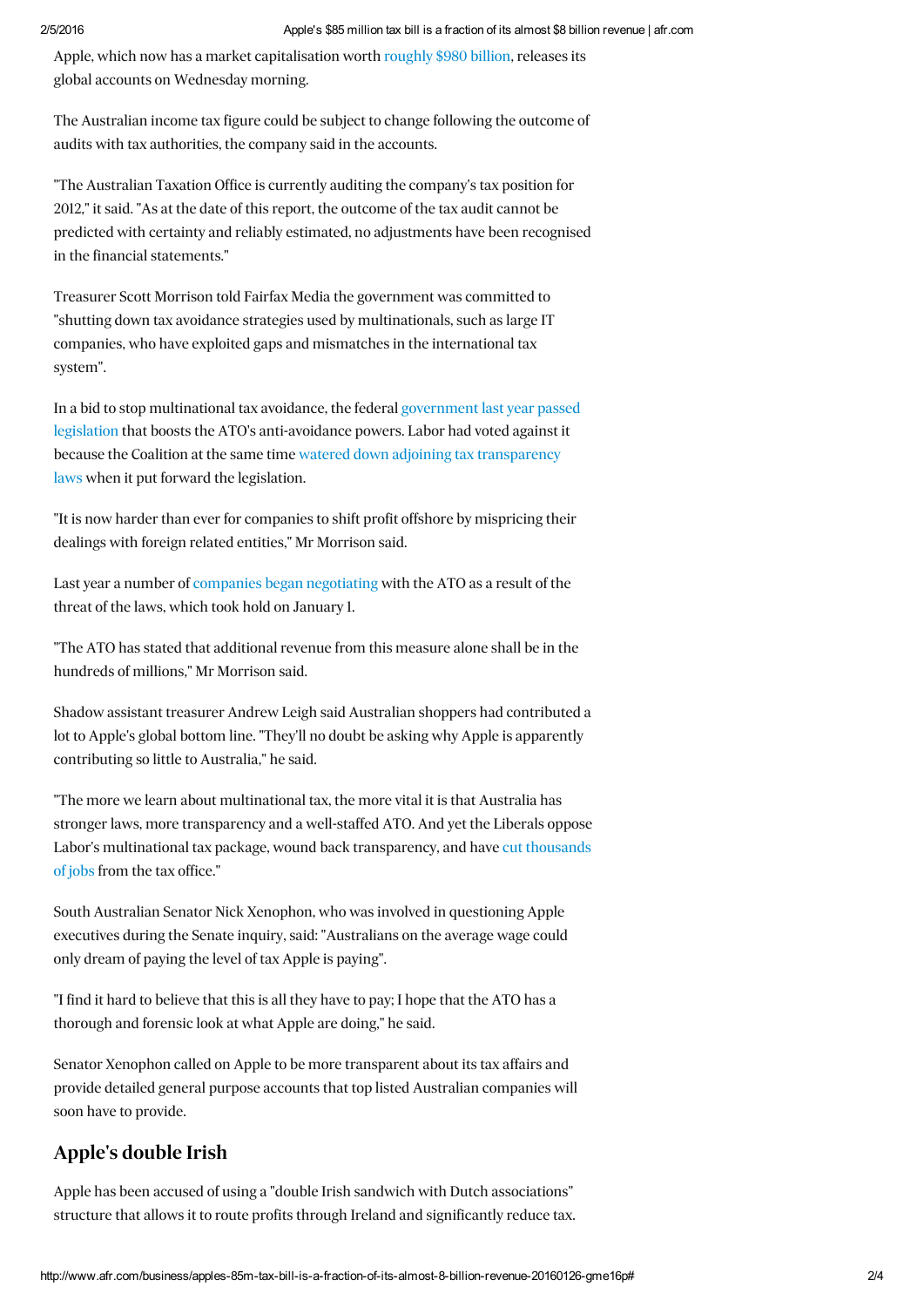Apple, which now has a market capitalisation worth roughly $980 billion, releases its global accounts on Wednesday morning.

The Australian income tax figure could be subject to change following the outcome of audits with tax authorities, the company said in the accounts.

"The Australian Taxation Office is currently auditing the company's tax position for 2012," it said. "As at the date of this report, the outcome of the tax audit cannot be predicted with certainty and reliably estimated, no adjustments have been recognised in the financial statements."

Treasurer Scott Morrison told Fairfax Media the government was committed to "shutting down tax avoidance strategies used by multinationals, such as large IT companies, who have exploited gaps and mismatches in the international tax system".

In a bid to stop multinational tax avoidance, the federal government last year passed legislation that boosts the ATO's anti-avoidance powers. Labor had voted against it because the Coalition at the same time watered down adjoining tax transparency laws when it put forward the legislation.

"It is now harder than ever for companies to shift profit offshore by mispricing their dealings with foreign related entities," Mr Morrison said.

Last year a number of companies began negotiating with the ATO as a result of the threat of the laws, which took hold on January 1.

"The ATO has stated that additional revenue from this measure alone shall be in the hundreds of millions," Mr Morrison said.

Shadow assistant treasurer Andrew Leigh said Australian shoppers had contributed a lot to Apple's global bottom line. "They'll no doubt be asking why Apple is apparently contributing so little to Australia," he said.

"The more we learn about multinational tax, the more vital it is that Australia has stronger laws, more transparency and a well-staffed ATO. And yet the Liberals oppose Labor's multinational tax package, wound back transparency, and have cut thousands of jobs from the tax office."

South Australian Senator Nick Xenophon, who was involved in questioning Apple executives during the Senate inquiry, said: "Australians on the average wage could only dream of paying the level of tax Apple is paying".

"I find it hard to believe that this is all they have to pay; I hope that the ATO has a thorough and forensic look at what Apple are doing," he said.

Senator Xenophon called on Apple to be more transparent about its tax affairs and provide detailed general purpose accounts that top listed Australian companies will soon have to provide.

## Apple's double Irish

Apple has been accused of using a "double Irish sandwich with Dutch associations" structure that allows it to route profits through Ireland and significantly reduce tax.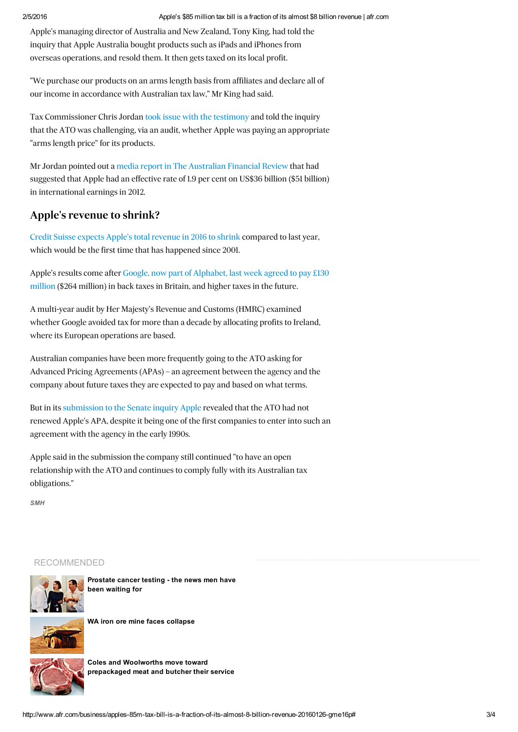Apple's managing director of Australia and New Zealand, Tony King, had told the inquiry that Apple Australia bought products such as iPads and iPhones from overseas operations, and resold them. It then gets taxed on its local profit.

"We purchase our products on an arms length basis from affiliates and declare all of our income in accordance with Australian tax law," Mr King had said.

Tax Commissioner Chris Jordan took issue with the testimony and told the inquiry that the ATO was challenging, via an audit, whether Apple was paying an appropriate "arms length price" for its products.

Mr Jordan pointed out a media report in The Australian Financial Review that had suggested that Apple had an effective rate of 1.9 per cent on US$36 billion ($51 billion) in international earnings in 2012.

## Apple's revenue to shrink?

Credit Suisse expects Apple's total revenue in 2016 to shrink compared to last year, which would be the first time that has happened since 2001.

Apple's results come after Google, now part of Alphabet, last week agreed to pay £130 million ($264 million) in back taxes in Britain, and higher taxes in the future.

A multi-year audit by Her Majesty's Revenue and Customs (HMRC) examined whether Google avoided tax for more than a decade by allocating profits to Ireland, where its European operations are based.

Australian companies have been more frequently going to the ATO asking for Advanced Pricing Agreements (APAs) – an agreement between the agency and the company about future taxes they are expected to pay and based on what terms.

But in its submission to the Senate inquiry Apple revealed that the ATO had not renewed Apple's APA, despite it being one of the first companies to enter into such an agreement with the agency in the early 1990s.

Apple said in the submission the company still continued "to have an open relationship with the ATO and continues to comply fully with its Australian tax obligations."

*SMH*

RECOMMENDED

**Prostate cancer testing - the news men have been waiting for**

**WA iron ore mine faces collapse**

**Coles and Woolworths move toward prepackaged meat and butcher their service**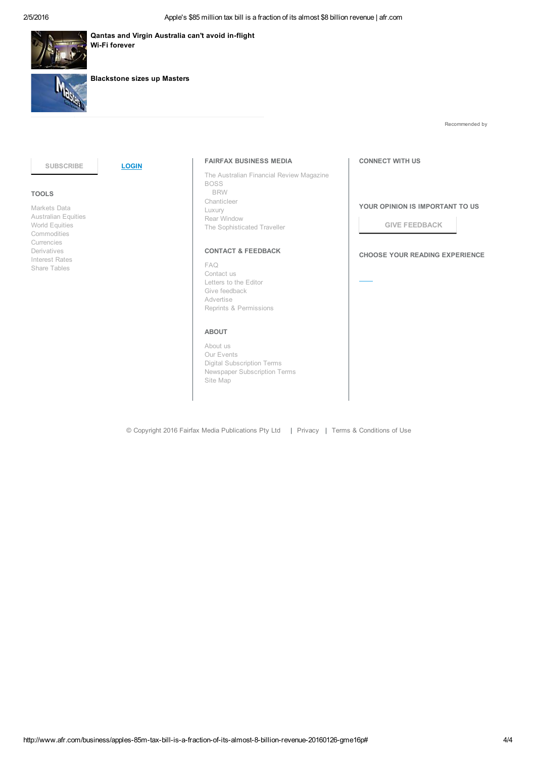**Qantas and Virgin Australia can't avoid in-flight Wi-Fi forever**

**Blackstone sizes up Masters**

Recommended by

SUBSCRIBE

LOGIN

### TOOLS

- Markets Data
- Australian Equities
- World Equities
- Commodities
- Currencies
- Derivatives
- Interest Rates
- Share Tables

### FAIRFAX BUSINESS MEDIA

- The Australian Financial Review Magazine
- BOSS
  - BRW
- Chanticleer
- Luxury
- Rear Window
- The Sophisticated Traveller

### CONTACT & FEEDBACK

- FAQ
- Contact us
- Letters to the Editor
- Give feedback
- Advertise
- Reprints & Permissions

### ABOUT

- About us
- Our Events
- Digital Subscription Terms
- Newspaper Subscription Terms
- Site Map

### CONNECT WITH US

### YOUR OPINION IS IMPORTANT TO US

GIVE FEEDBACK

### CHOOSE YOUR READING EXPERIENCE

© Copyright 2016 Fairfax Media Publications Pty Ltd | Privacy | Terms & Conditions of Use